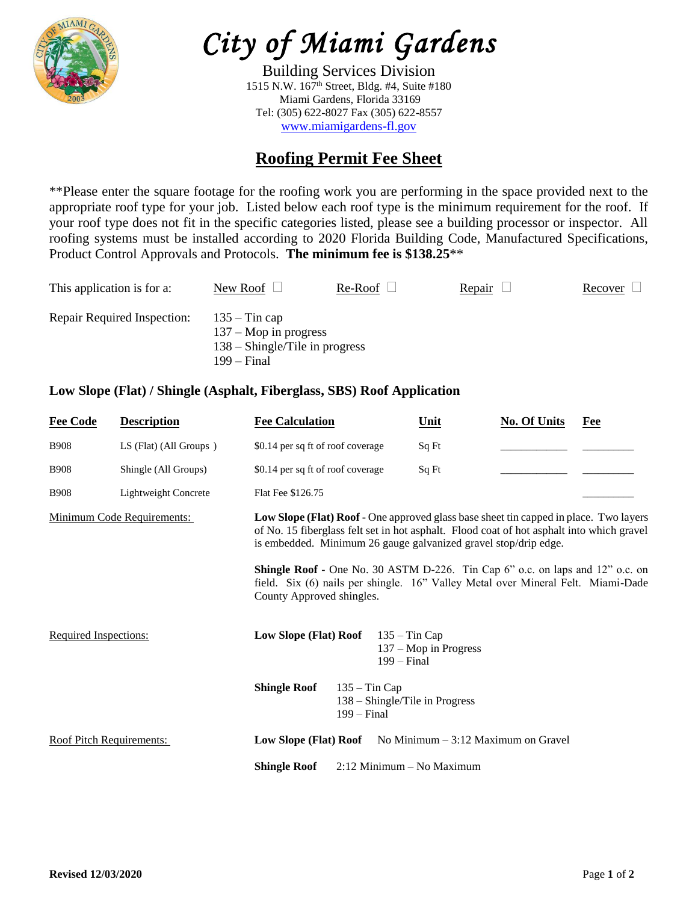# City of Miami Gardens

Building Services Division
1515 N.W. 167th Street, Bldg. #4, Suite #180
Miami Gardens, Florida 33169
Tel: (305) 622-8027 Fax (305) 622-8557
www.miamigardens-fl.gov

## Roofing Permit Fee Sheet

**Please enter the square footage for the roofing work you are performing in the space provided next to the appropriate roof type for your job. Listed below each roof type is the minimum requirement for the roof. If your roof type does not fit in the specific categories listed, please see a building processor or inspector. All roofing systems must be installed according to 2020 Florida Building Code, Manufactured Specifications, Product Control Approvals and Protocols. **The minimum fee is $138.25****

This application is for a: New Roof ☐ Re-Roof ☐ Repair ☐ Recover ☐

Repair Required Inspection:
- 135 – Tin cap
- 137 – Mop in progress
- 138 – Shingle/Tile in progress
- 199 – Final

### Low Slope (Flat) / Shingle (Asphalt, Fiberglass, SBS) Roof Application

| Fee Code | Description | Fee Calculation | Unit | No. Of Units | Fee |
|---|---|---|---|---|---|
| B908 | LS (Flat) (All Groups ) | $0.14 per sq ft of roof coverage | Sq Ft | ____________ | __________ |
| B908 | Shingle (All Groups) | $0.14 per sq ft of roof coverage | Sq Ft | ____________ | __________ |
| B908 | Lightweight Concrete | Flat Fee $126.75 | | | __________ |

Minimum Code Requirements:

**Low Slope (Flat) Roof -** One approved glass base sheet tin capped in place. Two layers of No. 15 fiberglass felt set in hot asphalt. Flood coat of hot asphalt into which gravel is embedded. Minimum 26 gauge galvanized gravel stop/drip edge.

**Shingle Roof -** One No. 30 ASTM D-226. Tin Cap 6" o.c. on laps and 12" o.c. on field. Six (6) nails per shingle. 16" Valley Metal over Mineral Felt. Miami-Dade County Approved shingles.

Required Inspections:

**Low Slope (Flat) Roof**
- 135 – Tin Cap
- 137 – Mop in Progress
- 199 – Final

**Shingle Roof**
- 135 – Tin Cap
- 138 – Shingle/Tile in Progress
- 199 – Final

Roof Pitch Requirements:

**Low Slope (Flat) Roof** No Minimum – 3:12 Maximum on Gravel

**Shingle Roof** 2:12 Minimum – No Maximum

**Revised 12/03/2020**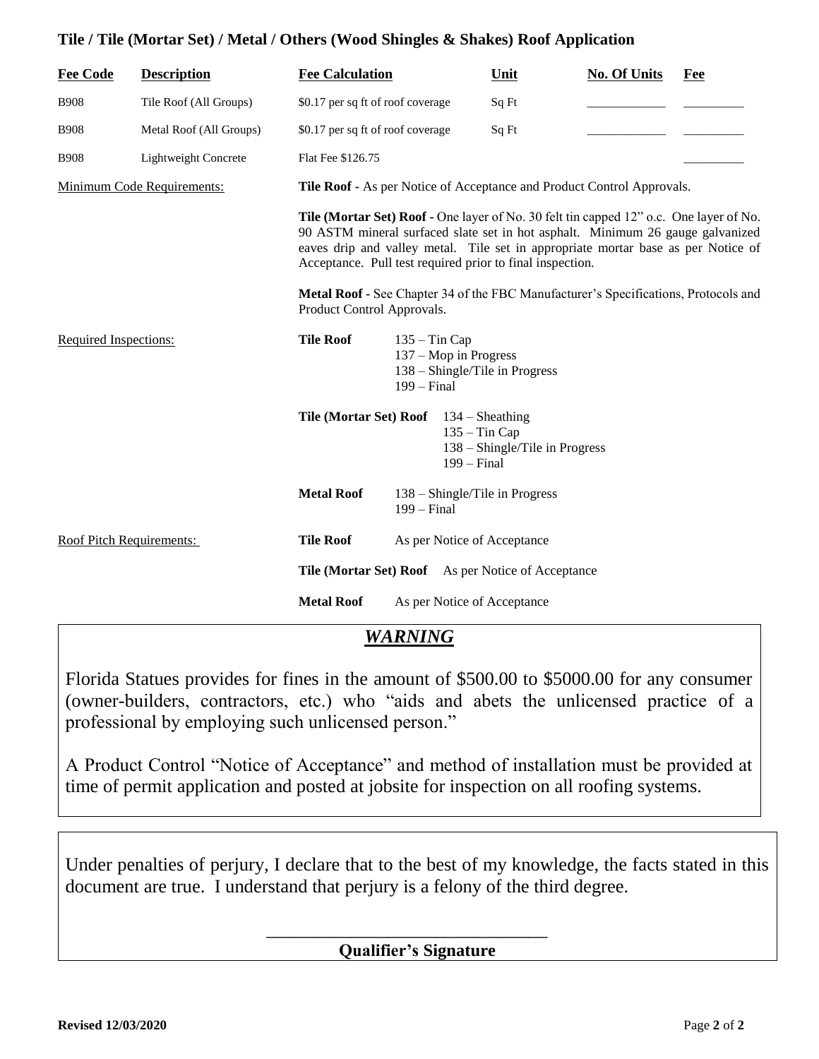## Tile / Tile (Mortar Set) / Metal / Others (Wood Shingles & Shakes) Roof Application

| Fee Code | Description | Fee Calculation | Unit | No. Of Units | Fee |
|---|---|---|---|---|---|
| B908 | Tile Roof (All Groups) | $0.17 per sq ft of roof coverage | Sq Ft | ____________ | _________ |
| B908 | Metal Roof (All Groups) | $0.17 per sq ft of roof coverage | Sq Ft | ____________ | _________ |
| B908 | Lightweight Concrete | Flat Fee $126.75 | | | _________ |

**Minimum Code Requirements:**

**Tile Roof -** As per Notice of Acceptance and Product Control Approvals.

**Tile (Mortar Set) Roof -** One layer of No. 30 felt tin capped 12" o.c. One layer of No. 90 ASTM mineral surfaced slate set in hot asphalt. Minimum 26 gauge galvanized eaves drip and valley metal. Tile set in appropriate mortar base as per Notice of Acceptance. Pull test required prior to final inspection.

**Metal Roof -** See Chapter 34 of the FBC Manufacturer's Specifications, Protocols and Product Control Approvals.

**Required Inspections:**

**Tile Roof**
- 135 – Tin Cap
- 137 – Mop in Progress
- 138 – Shingle/Tile in Progress
- 199 – Final

**Tile (Mortar Set) Roof**
- 134 – Sheathing
- 135 – Tin Cap
- 138 – Shingle/Tile in Progress
- 199 – Final

**Metal Roof**
- 138 – Shingle/Tile in Progress
- 199 – Final

**Roof Pitch Requirements:**

**Tile Roof** As per Notice of Acceptance

**Tile (Mortar Set) Roof** As per Notice of Acceptance

**Metal Roof** As per Notice of Acceptance

## *WARNING*

Florida Statues provides for fines in the amount of $500.00 to $5000.00 for any consumer (owner-builders, contractors, etc.) who "aids and abets the unlicensed practice of a professional by employing such unlicensed person."

A Product Control "Notice of Acceptance" and method of installation must be provided at time of permit application and posted at jobsite for inspection on all roofing systems.

Under penalties of perjury, I declare that to the best of my knowledge, the facts stated in this document are true. I understand that perjury is a felony of the third degree.

_______________________________

**Qualifier's Signature**

**Revised 12/03/2020**